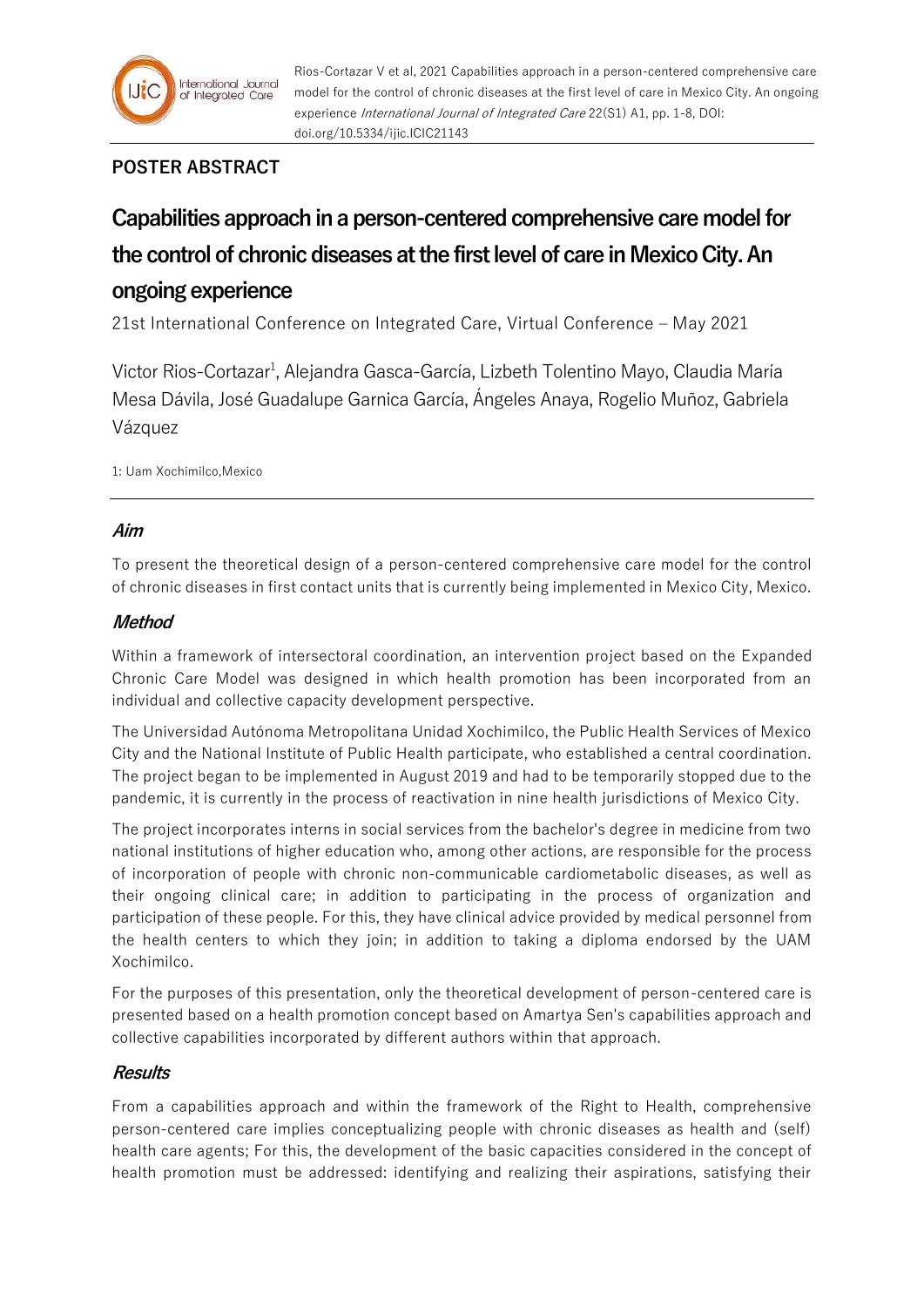**POSTER ABSTRACT**

# Capabilities approach in a person-centered comprehensive care model for the control of chronic diseases at the first level of care in Mexico City. An ongoing experience

21st International Conference on Integrated Care, Virtual Conference – May 2021

Victor Rios-Cortazar[1], Alejandra Gasca-García, Lizbeth Tolentino Mayo, Claudia María Mesa Dávila, José Guadalupe Garnica García, Ángeles Anaya, Rogelio Muñoz, Gabriela Vázquez

1: Uam Xochimilco,Mexico

## *Aim*

To present the theoretical design of a person-centered comprehensive care model for the control of chronic diseases in first contact units that is currently being implemented in Mexico City, Mexico.

## *Method*

Within a framework of intersectoral coordination, an intervention project based on the Expanded Chronic Care Model was designed in which health promotion has been incorporated from an individual and collective capacity development perspective.

The Universidad Autónoma Metropolitana Unidad Xochimilco, the Public Health Services of Mexico City and the National Institute of Public Health participate, who established a central coordination. The project began to be implemented in August 2019 and had to be temporarily stopped due to the pandemic, it is currently in the process of reactivation in nine health jurisdictions of Mexico City.

The project incorporates interns in social services from the bachelor's degree in medicine from two national institutions of higher education who, among other actions, are responsible for the process of incorporation of people with chronic non-communicable cardiometabolic diseases, as well as their ongoing clinical care; in addition to participating in the process of organization and participation of these people. For this, they have clinical advice provided by medical personnel from the health centers to which they join; in addition to taking a diploma endorsed by the UAM Xochimilco.

For the purposes of this presentation, only the theoretical development of person-centered care is presented based on a health promotion concept based on Amartya Sen's capabilities approach and collective capabilities incorporated by different authors within that approach.

## *Results*

From a capabilities approach and within the framework of the Right to Health, comprehensive person-centered care implies conceptualizing people with chronic diseases as health and (self) health care agents; For this, the development of the basic capacities considered in the concept of health promotion must be addressed: identifying and realizing their aspirations, satisfying their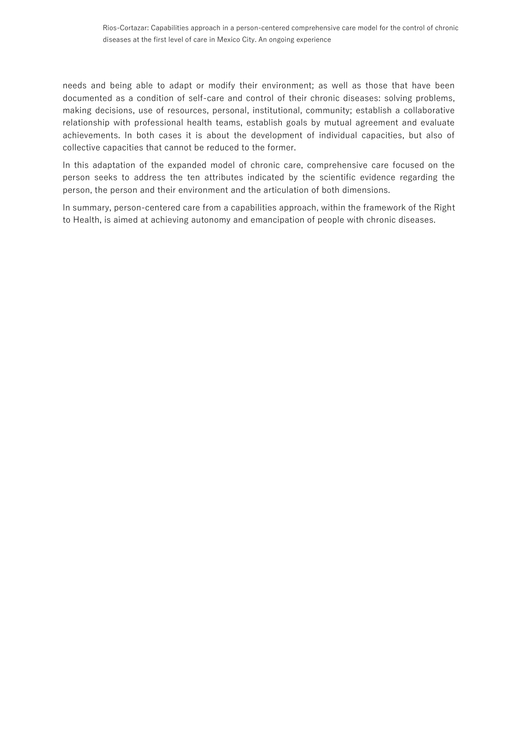needs and being able to adapt or modify their environment; as well as those that have been documented as a condition of self-care and control of their chronic diseases: solving problems, making decisions, use of resources, personal, institutional, community; establish a collaborative relationship with professional health teams, establish goals by mutual agreement and evaluate achievements. In both cases it is about the development of individual capacities, but also of collective capacities that cannot be reduced to the former.

In this adaptation of the expanded model of chronic care, comprehensive care focused on the person seeks to address the ten attributes indicated by the scientific evidence regarding the person, the person and their environment and the articulation of both dimensions.

In summary, person-centered care from a capabilities approach, within the framework of the Right to Health, is aimed at achieving autonomy and emancipation of people with chronic diseases.